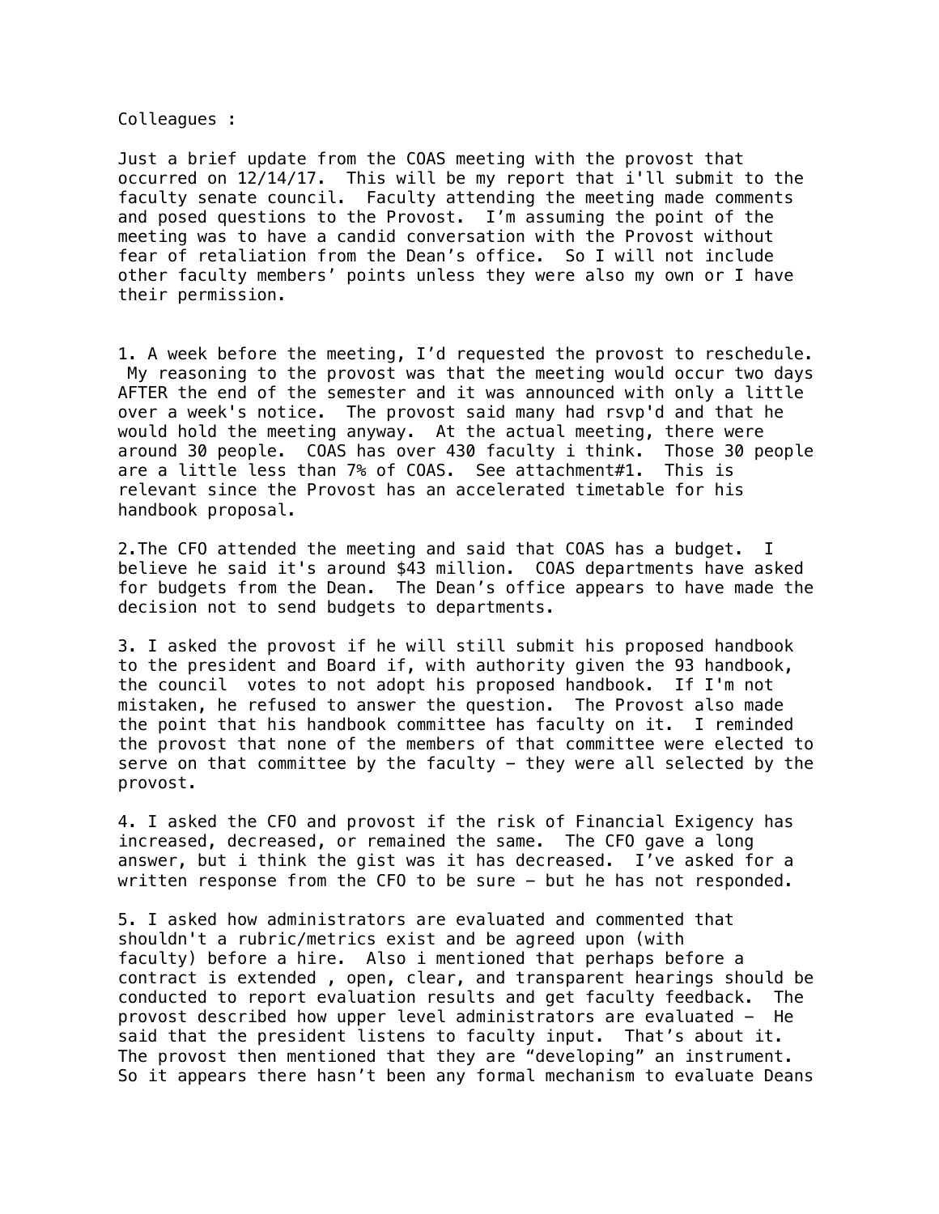Colleagues :

Just a brief update from the COAS meeting with the provost that occurred on 12/14/17. This will be my report that i'll submit to the faculty senate council. Faculty attending the meeting made comments and posed questions to the Provost. I'm assuming the point of the meeting was to have a candid conversation with the Provost without fear of retaliation from the Dean's office. So I will not include other faculty members' points unless they were also my own or I have their permission.

1. A week before the meeting, I'd requested the provost to reschedule. My reasoning to the provost was that the meeting would occur two days AFTER the end of the semester and it was announced with only a little over a week's notice. The provost said many had rsvp'd and that he would hold the meeting anyway. At the actual meeting, there were around 30 people. COAS has over 430 faculty i think. Those 30 people are a little less than 7% of COAS. See attachment#1. This is relevant since the Provost has an accelerated timetable for his handbook proposal.

2. The CFO attended the meeting and said that COAS has a budget. I believe he said it's around $43 million. COAS departments have asked for budgets from the Dean. The Dean's office appears to have made the decision not to send budgets to departments.

3. I asked the provost if he will still submit his proposed handbook to the president and Board if, with authority given the 93 handbook, the council votes to not adopt his proposed handbook. If I'm not mistaken, he refused to answer the question. The Provost also made the point that his handbook committee has faculty on it. I reminded the provost that none of the members of that committee were elected to serve on that committee by the faculty – they were all selected by the provost.

4. I asked the CFO and provost if the risk of Financial Exigency has increased, decreased, or remained the same. The CFO gave a long answer, but i think the gist was it has decreased. I've asked for a written response from the CFO to be sure – but he has not responded.

5. I asked how administrators are evaluated and commented that shouldn't a rubric/metrics exist and be agreed upon (with faculty) before a hire. Also i mentioned that perhaps before a contract is extended , open, clear, and transparent hearings should be conducted to report evaluation results and get faculty feedback. The provost described how upper level administrators are evaluated – He said that the president listens to faculty input. That's about it. The provost then mentioned that they are "developing" an instrument. So it appears there hasn't been any formal mechanism to evaluate Deans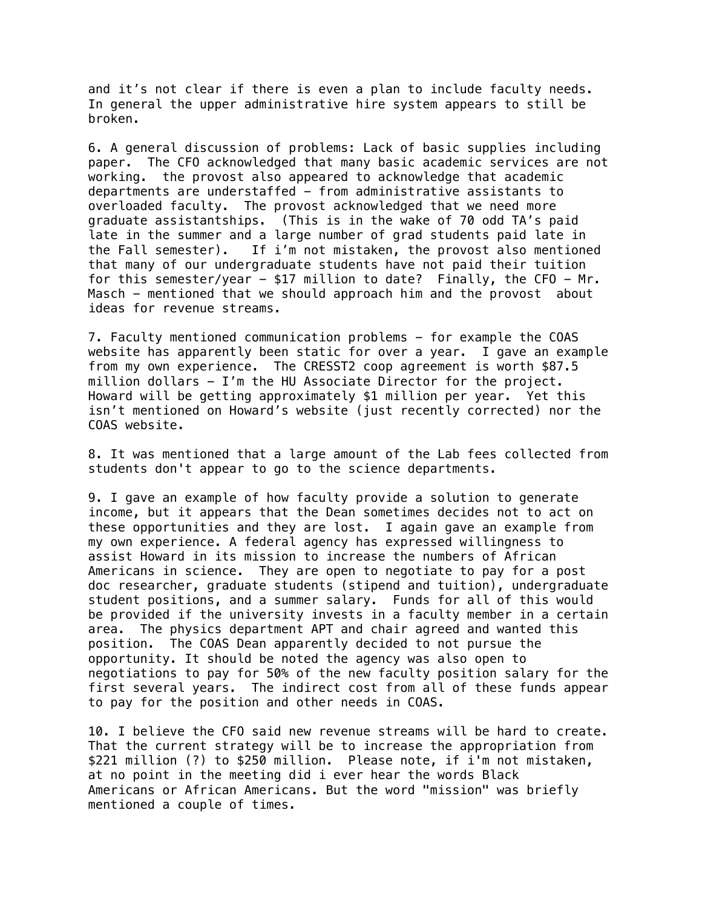and it's not clear if there is even a plan to include faculty needs. In general the upper administrative hire system appears to still be broken.

6. A general discussion of problems: Lack of basic supplies including paper. The CFO acknowledged that many basic academic services are not working. the provost also appeared to acknowledge that academic departments are understaffed – from administrative assistants to overloaded faculty. The provost acknowledged that we need more graduate assistantships. (This is in the wake of 70 odd TA's paid late in the summer and a large number of grad students paid late in the Fall semester). If i'm not mistaken, the provost also mentioned that many of our undergraduate students have not paid their tuition for this semester/year – $17 million to date? Finally, the CFO – Mr. Masch – mentioned that we should approach him and the provost about ideas for revenue streams.

7. Faculty mentioned communication problems – for example the COAS website has apparently been static for over a year. I gave an example from my own experience. The CRESST2 coop agreement is worth $87.5 million dollars – I'm the HU Associate Director for the project. Howard will be getting approximately $1 million per year. Yet this isn't mentioned on Howard's website (just recently corrected) nor the COAS website.

8. It was mentioned that a large amount of the Lab fees collected from students don't appear to go to the science departments.

9. I gave an example of how faculty provide a solution to generate income, but it appears that the Dean sometimes decides not to act on these opportunities and they are lost. I again gave an example from my own experience. A federal agency has expressed willingness to assist Howard in its mission to increase the numbers of African Americans in science. They are open to negotiate to pay for a post doc researcher, graduate students (stipend and tuition), undergraduate student positions, and a summer salary. Funds for all of this would be provided if the university invests in a faculty member in a certain area. The physics department APT and chair agreed and wanted this position. The COAS Dean apparently decided to not pursue the opportunity. It should be noted the agency was also open to negotiations to pay for 50% of the new faculty position salary for the first several years. The indirect cost from all of these funds appear to pay for the position and other needs in COAS.

10. I believe the CFO said new revenue streams will be hard to create. That the current strategy will be to increase the appropriation from $221 million (?) to $250 million. Please note, if i'm not mistaken, at no point in the meeting did i ever hear the words Black Americans or African Americans. But the word "mission" was briefly mentioned a couple of times.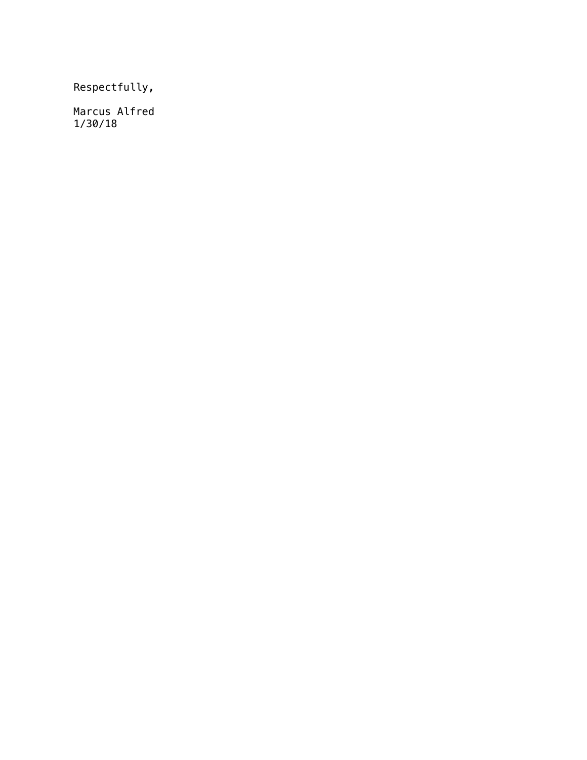Respectfully,

Marcus Alfred
1/30/18